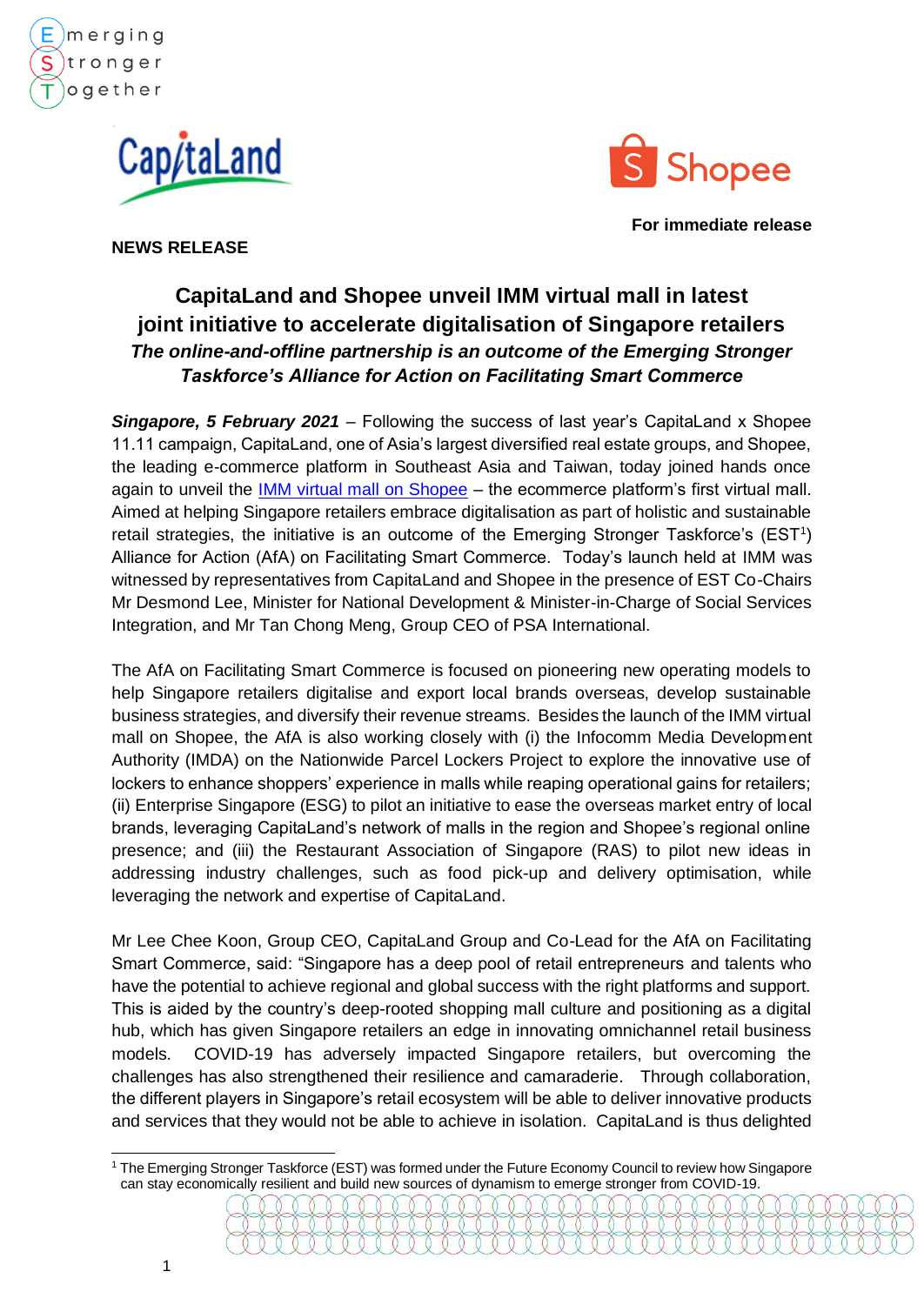Emerging Stronger Together

**For immediate release**

**NEWS RELEASE**

# CapitaLand and Shopee unveil IMM virtual mall in latest joint initiative to accelerate digitalisation of Singapore retailers

***The online-and-offline partnership is an outcome of the Emerging Stronger Taskforce's Alliance for Action on Facilitating Smart Commerce***

***Singapore, 5 February 2021*** – Following the success of last year's CapitaLand x Shopee 11.11 campaign, CapitaLand, one of Asia's largest diversified real estate groups, and Shopee, the leading e-commerce platform in Southeast Asia and Taiwan, today joined hands once again to unveil the IMM virtual mall on Shopee – the ecommerce platform's first virtual mall. Aimed at helping Singapore retailers embrace digitalisation as part of holistic and sustainable retail strategies, the initiative is an outcome of the Emerging Stronger Taskforce's (EST[1]) Alliance for Action (AfA) on Facilitating Smart Commerce. Today's launch held at IMM was witnessed by representatives from CapitaLand and Shopee in the presence of EST Co-Chairs Mr Desmond Lee, Minister for National Development & Minister-in-Charge of Social Services Integration, and Mr Tan Chong Meng, Group CEO of PSA International.

The AfA on Facilitating Smart Commerce is focused on pioneering new operating models to help Singapore retailers digitalise and export local brands overseas, develop sustainable business strategies, and diversify their revenue streams. Besides the launch of the IMM virtual mall on Shopee, the AfA is also working closely with (i) the Infocomm Media Development Authority (IMDA) on the Nationwide Parcel Lockers Project to explore the innovative use of lockers to enhance shoppers' experience in malls while reaping operational gains for retailers; (ii) Enterprise Singapore (ESG) to pilot an initiative to ease the overseas market entry of local brands, leveraging CapitaLand's network of malls in the region and Shopee's regional online presence; and (iii) the Restaurant Association of Singapore (RAS) to pilot new ideas in addressing industry challenges, such as food pick-up and delivery optimisation, while leveraging the network and expertise of CapitaLand.

Mr Lee Chee Koon, Group CEO, CapitaLand Group and Co-Lead for the AfA on Facilitating Smart Commerce, said: "Singapore has a deep pool of retail entrepreneurs and talents who have the potential to achieve regional and global success with the right platforms and support. This is aided by the country's deep-rooted shopping mall culture and positioning as a digital hub, which has given Singapore retailers an edge in innovating omnichannel retail business models. COVID-19 has adversely impacted Singapore retailers, but overcoming the challenges has also strengthened their resilience and camaraderie. Through collaboration, the different players in Singapore's retail ecosystem will be able to deliver innovative products and services that they would not be able to achieve in isolation. CapitaLand is thus delighted

[1] The Emerging Stronger Taskforce (EST) was formed under the Future Economy Council to review how Singapore can stay economically resilient and build new sources of dynamism to emerge stronger from COVID-19.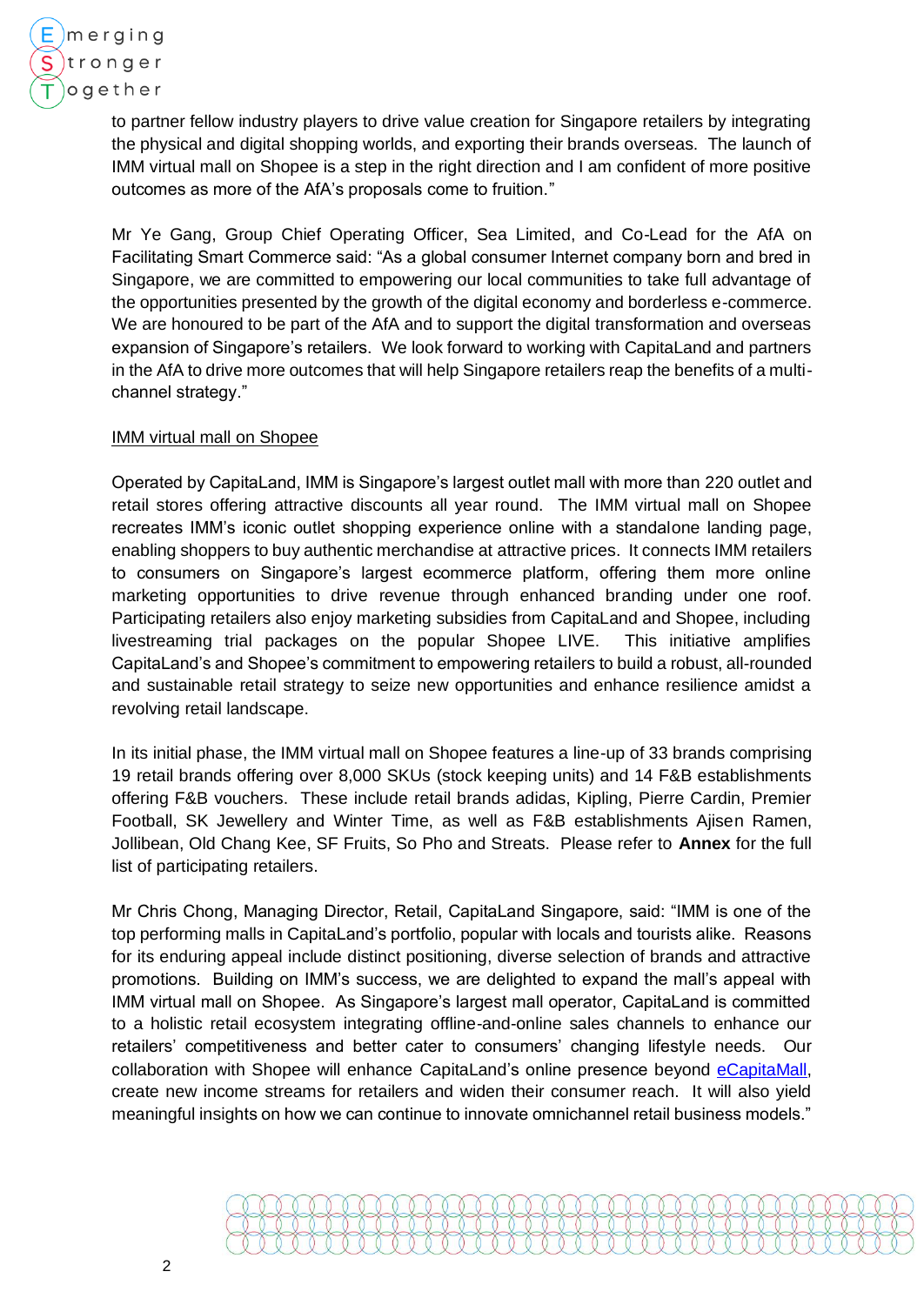to partner fellow industry players to drive value creation for Singapore retailers by integrating the physical and digital shopping worlds, and exporting their brands overseas. The launch of IMM virtual mall on Shopee is a step in the right direction and I am confident of more positive outcomes as more of the AfA's proposals come to fruition."

Mr Ye Gang, Group Chief Operating Officer, Sea Limited, and Co-Lead for the AfA on Facilitating Smart Commerce said: "As a global consumer Internet company born and bred in Singapore, we are committed to empowering our local communities to take full advantage of the opportunities presented by the growth of the digital economy and borderless e-commerce. We are honoured to be part of the AfA and to support the digital transformation and overseas expansion of Singapore's retailers. We look forward to working with CapitaLand and partners in the AfA to drive more outcomes that will help Singapore retailers reap the benefits of a multi-channel strategy."

<u>IMM virtual mall on Shopee</u>

Operated by CapitaLand, IMM is Singapore's largest outlet mall with more than 220 outlet and retail stores offering attractive discounts all year round. The IMM virtual mall on Shopee recreates IMM's iconic outlet shopping experience online with a standalone landing page, enabling shoppers to buy authentic merchandise at attractive prices. It connects IMM retailers to consumers on Singapore's largest ecommerce platform, offering them more online marketing opportunities to drive revenue through enhanced branding under one roof. Participating retailers also enjoy marketing subsidies from CapitaLand and Shopee, including livestreaming trial packages on the popular Shopee LIVE. This initiative amplifies CapitaLand's and Shopee's commitment to empowering retailers to build a robust, all-rounded and sustainable retail strategy to seize new opportunities and enhance resilience amidst a revolving retail landscape.

In its initial phase, the IMM virtual mall on Shopee features a line-up of 33 brands comprising 19 retail brands offering over 8,000 SKUs (stock keeping units) and 14 F&B establishments offering F&B vouchers. These include retail brands adidas, Kipling, Pierre Cardin, Premier Football, SK Jewellery and Winter Time, as well as F&B establishments Ajisen Ramen, Jollibean, Old Chang Kee, SF Fruits, So Pho and Streats. Please refer to **Annex** for the full list of participating retailers.

Mr Chris Chong, Managing Director, Retail, CapitaLand Singapore, said: "IMM is one of the top performing malls in CapitaLand's portfolio, popular with locals and tourists alike. Reasons for its enduring appeal include distinct positioning, diverse selection of brands and attractive promotions. Building on IMM's success, we are delighted to expand the mall's appeal with IMM virtual mall on Shopee. As Singapore's largest mall operator, CapitaLand is committed to a holistic retail ecosystem integrating offline-and-online sales channels to enhance our retailers' competitiveness and better cater to consumers' changing lifestyle needs. Our collaboration with Shopee will enhance CapitaLand's online presence beyond eCapitaMall, create new income streams for retailers and widen their consumer reach. It will also yield meaningful insights on how we can continue to innovate omnichannel retail business models."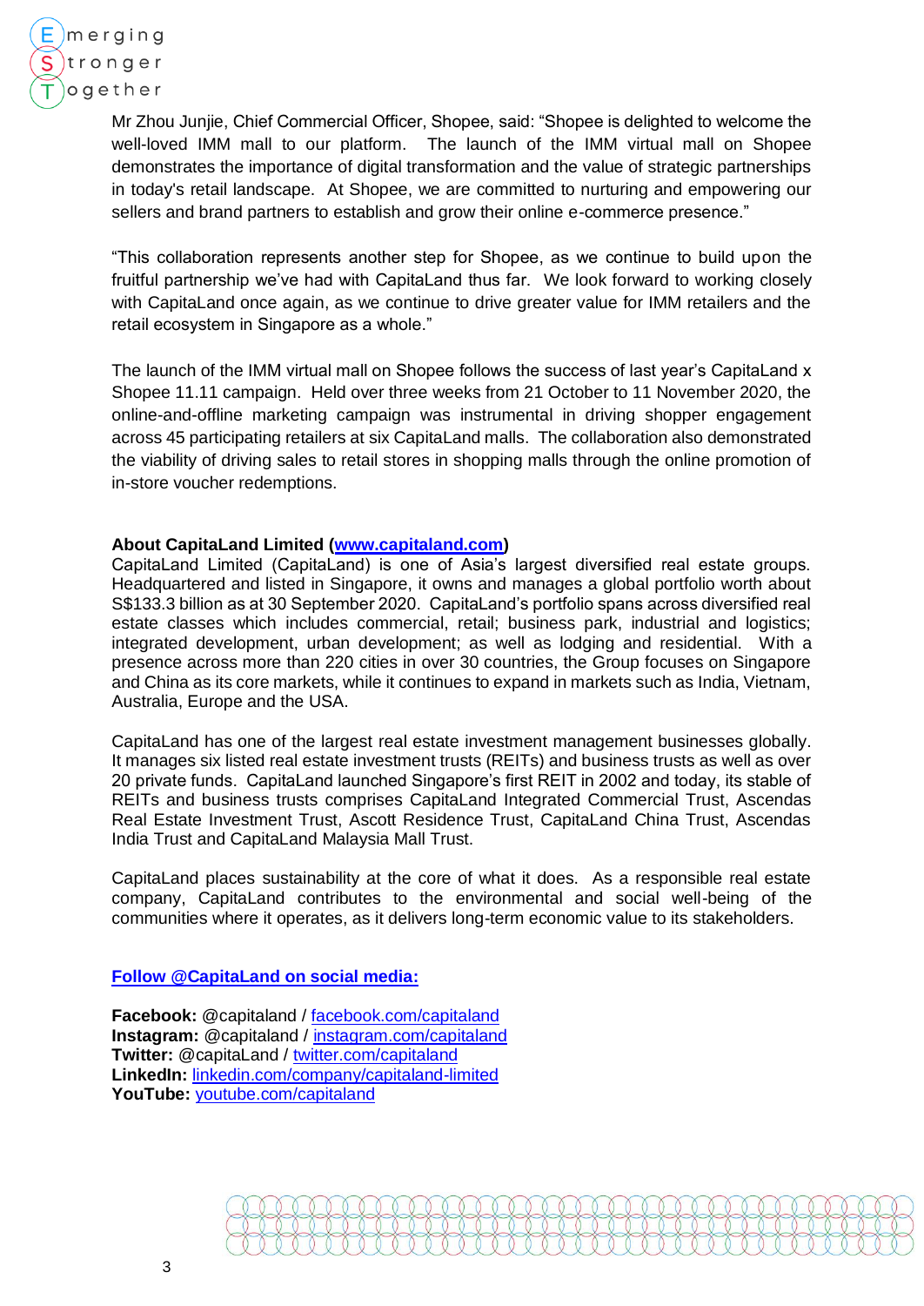Mr Zhou Junjie, Chief Commercial Officer, Shopee, said: "Shopee is delighted to welcome the well-loved IMM mall to our platform. The launch of the IMM virtual mall on Shopee demonstrates the importance of digital transformation and the value of strategic partnerships in today's retail landscape. At Shopee, we are committed to nurturing and empowering our sellers and brand partners to establish and grow their online e-commerce presence."

"This collaboration represents another step for Shopee, as we continue to build upon the fruitful partnership we've had with CapitaLand thus far. We look forward to working closely with CapitaLand once again, as we continue to drive greater value for IMM retailers and the retail ecosystem in Singapore as a whole."

The launch of the IMM virtual mall on Shopee follows the success of last year's CapitaLand x Shopee 11.11 campaign. Held over three weeks from 21 October to 11 November 2020, the online-and-offline marketing campaign was instrumental in driving shopper engagement across 45 participating retailers at six CapitaLand malls. The collaboration also demonstrated the viability of driving sales to retail stores in shopping malls through the online promotion of in-store voucher redemptions.

**About CapitaLand Limited (www.capitaland.com)**

CapitaLand Limited (CapitaLand) is one of Asia's largest diversified real estate groups. Headquartered and listed in Singapore, it owns and manages a global portfolio worth about S$133.3 billion as at 30 September 2020. CapitaLand's portfolio spans across diversified real estate classes which includes commercial, retail; business park, industrial and logistics; integrated development, urban development; as well as lodging and residential. With a presence across more than 220 cities in over 30 countries, the Group focuses on Singapore and China as its core markets, while it continues to expand in markets such as India, Vietnam, Australia, Europe and the USA.

CapitaLand has one of the largest real estate investment management businesses globally. It manages six listed real estate investment trusts (REITs) and business trusts as well as over 20 private funds. CapitaLand launched Singapore's first REIT in 2002 and today, its stable of REITs and business trusts comprises CapitaLand Integrated Commercial Trust, Ascendas Real Estate Investment Trust, Ascott Residence Trust, CapitaLand China Trust, Ascendas India Trust and CapitaLand Malaysia Mall Trust.

CapitaLand places sustainability at the core of what it does. As a responsible real estate company, CapitaLand contributes to the environmental and social well-being of the communities where it operates, as it delivers long-term economic value to its stakeholders.

**Follow @CapitaLand on social media:**

**Facebook:** @capitaland / facebook.com/capitaland
**Instagram:** @capitaland / instagram.com/capitaland
**Twitter:** @capitaLand / twitter.com/capitaland
**LinkedIn:** linkedin.com/company/capitaland-limited
**YouTube:** youtube.com/capitaland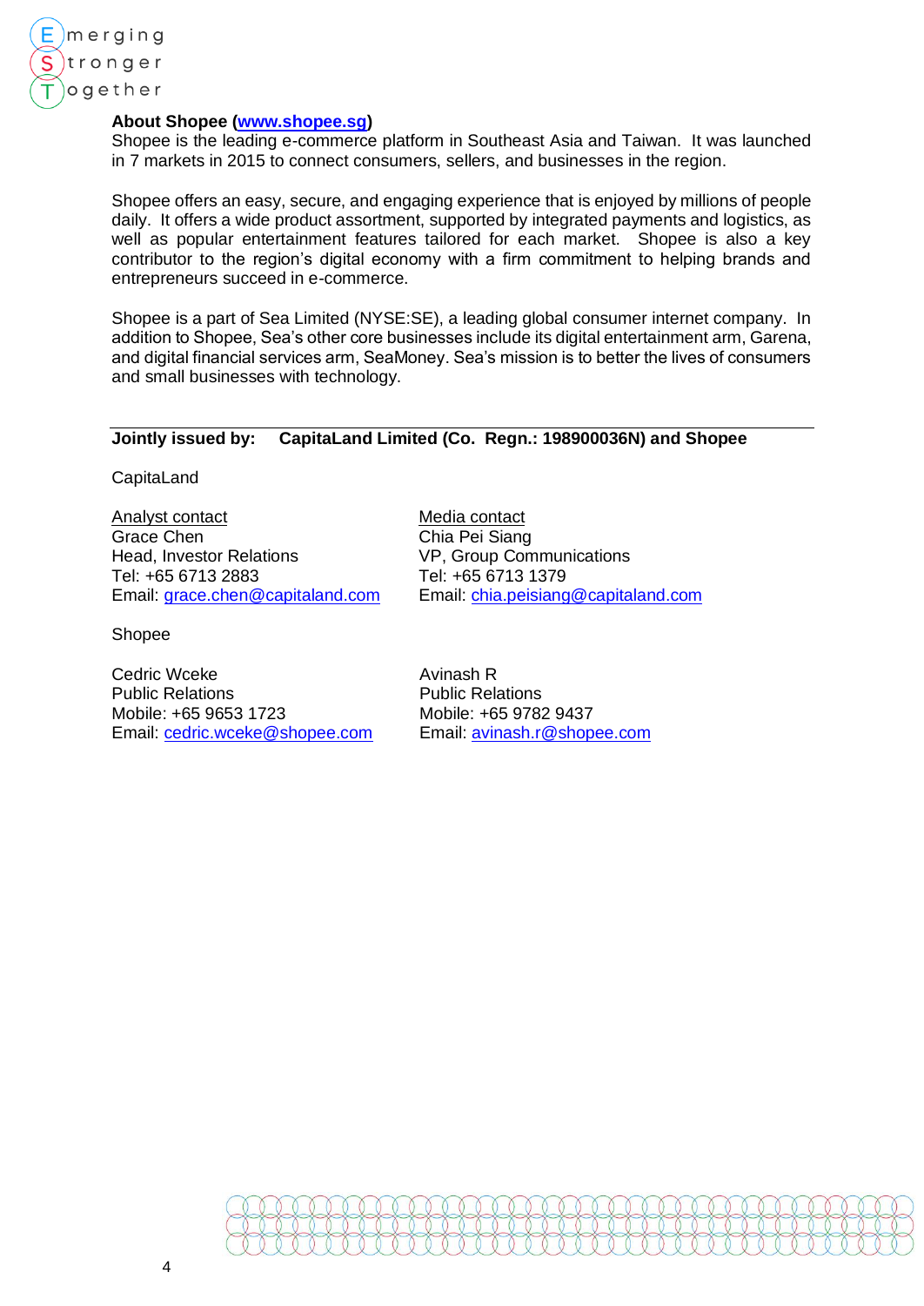**About Shopee (www.shopee.sg)**

Shopee is the leading e-commerce platform in Southeast Asia and Taiwan. It was launched in 7 markets in 2015 to connect consumers, sellers, and businesses in the region.

Shopee offers an easy, secure, and engaging experience that is enjoyed by millions of people daily. It offers a wide product assortment, supported by integrated payments and logistics, as well as popular entertainment features tailored for each market. Shopee is also a key contributor to the region's digital economy with a firm commitment to helping brands and entrepreneurs succeed in e-commerce.

Shopee is a part of Sea Limited (NYSE:SE), a leading global consumer internet company. In addition to Shopee, Sea's other core businesses include its digital entertainment arm, Garena, and digital financial services arm, SeaMoney. Sea's mission is to better the lives of consumers and small businesses with technology.

---

**Jointly issued by: CapitaLand Limited (Co. Regn.: 198900036N) and Shopee**

CapitaLand

Analyst contact
Grace Chen
Head, Investor Relations
Tel: +65 6713 2883
Email: grace.chen@capitaland.com

Media contact
Chia Pei Siang
VP, Group Communications
Tel: +65 6713 1379
Email: chia.peisiang@capitaland.com

Shopee

Cedric Wceke
Public Relations
Mobile: +65 9653 1723
Email: cedric.wceke@shopee.com

Avinash R
Public Relations
Mobile: +65 9782 9437
Email: avinash.r@shopee.com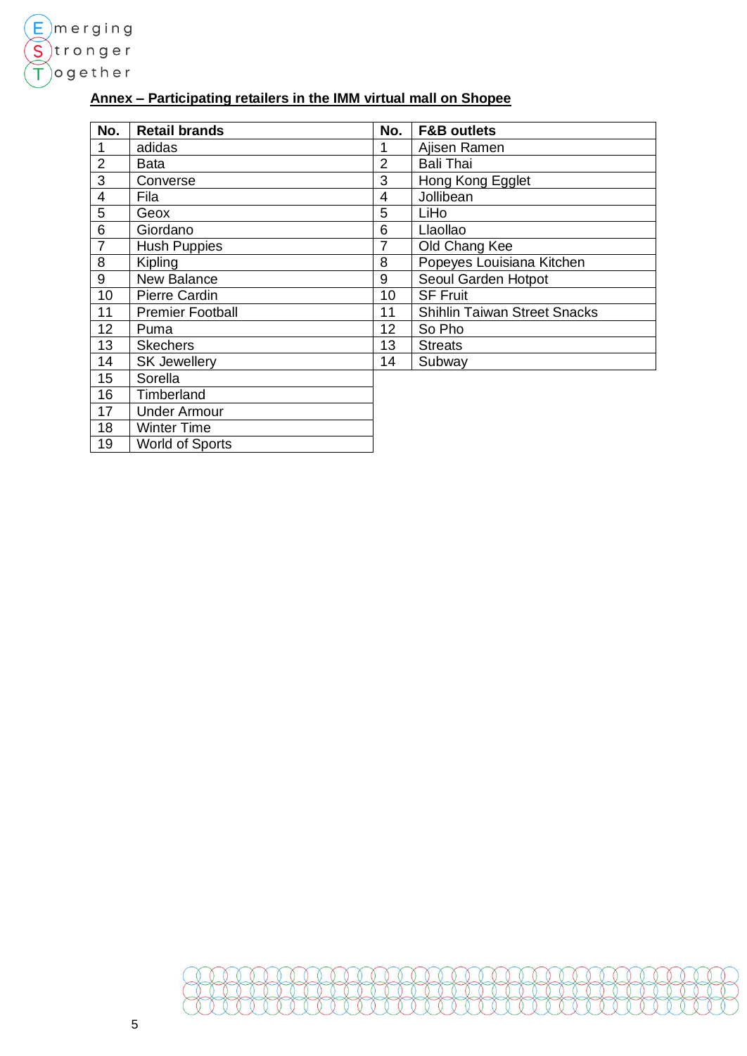## Annex – Participating retailers in the IMM virtual mall on Shopee

| No. | Retail brands | No. | F&B outlets |
|---|---|---|---|
| 1 | adidas | 1 | Ajisen Ramen |
| 2 | Bata | 2 | Bali Thai |
| 3 | Converse | 3 | Hong Kong Egglet |
| 4 | Fila | 4 | Jollibean |
| 5 | Geox | 5 | LiHo |
| 6 | Giordano | 6 | Llaollao |
| 7 | Hush Puppies | 7 | Old Chang Kee |
| 8 | Kipling | 8 | Popeyes Louisiana Kitchen |
| 9 | New Balance | 9 | Seoul Garden Hotpot |
| 10 | Pierre Cardin | 10 | SF Fruit |
| 11 | Premier Football | 11 | Shihlin Taiwan Street Snacks |
| 12 | Puma | 12 | So Pho |
| 13 | Skechers | 13 | Streats |
| 14 | SK Jewellery | 14 | Subway |
| 15 | Sorella | | |
| 16 | Timberland | | |
| 17 | Under Armour | | |
| 18 | Winter Time | | |
| 19 | World of Sports | | |